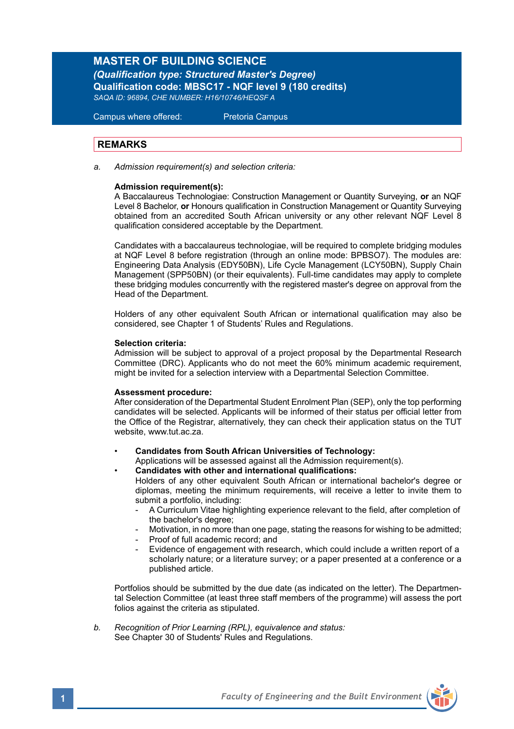# MASTER OF BUILDING SCIENCE

***(Qualification type: Structured Master's Degree)***

**Qualification code: MBSC17 - NQF level 9 (180 credits)**

*SAQA ID: 96894, CHE NUMBER: H16/10746/HEQSF A*

Campus where offered: Pretoria Campus

## REMARKS

a. *Admission requirement(s) and selection criteria:*

**Admission requirement(s):**

A Baccalaureus Technologiae: Construction Management or Quantity Surveying, **or** an NQF Level 8 Bachelor, **or** Honours qualification in Construction Management or Quantity Surveying obtained from an accredited South African university or any other relevant NQF Level 8 qualification considered acceptable by the Department.

Candidates with a baccalaureus technologiae, will be required to complete bridging modules at NQF Level 8 before registration (through an online mode: BPBSO7). The modules are: Engineering Data Analysis (EDY50BN), Life Cycle Management (LCY50BN), Supply Chain Management (SPP50BN) (or their equivalents). Full-time candidates may apply to complete these bridging modules concurrently with the registered master's degree on approval from the Head of the Department.

Holders of any other equivalent South African or international qualification may also be considered, see Chapter 1 of Students' Rules and Regulations.

**Selection criteria:**

Admission will be subject to approval of a project proposal by the Departmental Research Committee (DRC). Applicants who do not meet the 60% minimum academic requirement, might be invited for a selection interview with a Departmental Selection Committee.

**Assessment procedure:**

After consideration of the Departmental Student Enrolment Plan (SEP), only the top performing candidates will be selected. Applicants will be informed of their status per official letter from the Office of the Registrar, alternatively, they can check their application status on the TUT website, www.tut.ac.za.

- **Candidates from South African Universities of Technology:**
  Applications will be assessed against all the Admission requirement(s).
- **Candidates with other and international qualifications:**
  Holders of any other equivalent South African or international bachelor's degree or diplomas, meeting the minimum requirements, will receive a letter to invite them to submit a portfolio, including:
  - A Curriculum Vitae highlighting experience relevant to the field, after completion of the bachelor's degree;
  - Motivation, in no more than one page, stating the reasons for wishing to be admitted;
  - Proof of full academic record; and
  - Evidence of engagement with research, which could include a written report of a scholarly nature; or a literature survey; or a paper presented at a conference or a published article.

Portfolios should be submitted by the due date (as indicated on the letter). The Departmental Selection Committee (at least three staff members of the programme) will assess the port folios against the criteria as stipulated.

b. *Recognition of Prior Learning (RPL), equivalence and status:*
See Chapter 30 of Students' Rules and Regulations.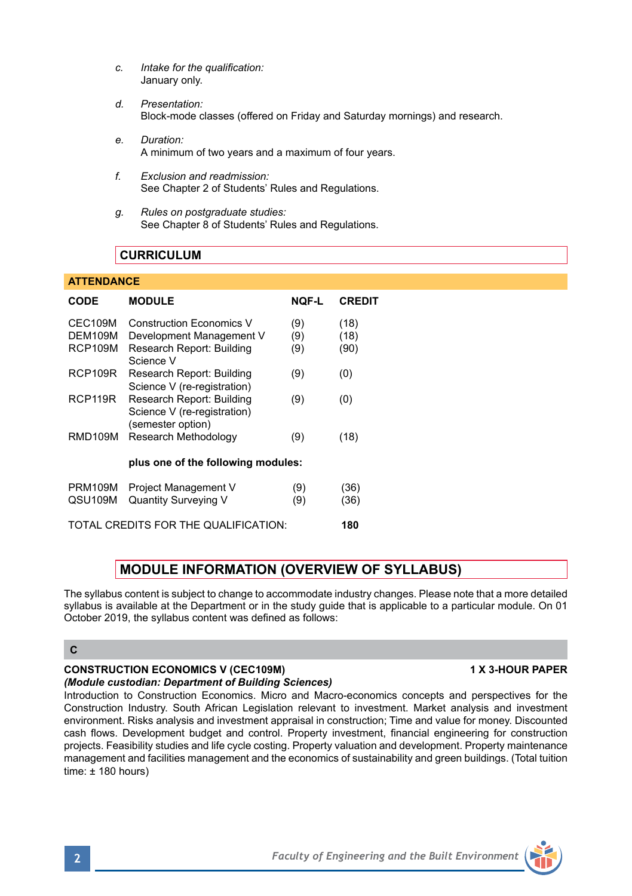c. *Intake for the qualification:*
   January only.

d. *Presentation:*
   Block-mode classes (offered on Friday and Saturday mornings) and research.

e. *Duration:*
   A minimum of two years and a maximum of four years.

f. *Exclusion and readmission:*
   See Chapter 2 of Students' Rules and Regulations.

g. *Rules on postgraduate studies:*
   See Chapter 8 of Students' Rules and Regulations.

## CURRICULUM

**ATTENDANCE**

| CODE | MODULE | NQF-L | CREDIT |
|---|---|---|---|
| CEC109M | Construction Economics V | (9) | (18) |
| DEM109M | Development Management V | (9) | (18) |
| RCP109M | Research Report: Building Science V | (9) | (90) |
| RCP109R | Research Report: Building Science V (re-registration) | (9) | (0) |
| RCP119R | Research Report: Building Science V (re-registration) (semester option) | (9) | (0) |
| RMD109M | Research Methodology | (9) | (18) |
| | **plus one of the following modules:** | | |
| PRM109M | Project Management V | (9) | (36) |
| QSU109M | Quantity Surveying V | (9) | (36) |
| | TOTAL CREDITS FOR THE QUALIFICATION: | | **180** |

## MODULE INFORMATION (OVERVIEW OF SYLLABUS)

The syllabus content is subject to change to accommodate industry changes. Please note that a more detailed syllabus is available at the Department or in the study guide that is applicable to a particular module. On 01 October 2019, the syllabus content was defined as follows:

**C**

**CONSTRUCTION ECONOMICS V (CEC109M)** **1 X 3-HOUR PAPER**
***(Module custodian: Department of Building Sciences)***
Introduction to Construction Economics. Micro and Macro-economics concepts and perspectives for the Construction Industry. South African Legislation relevant to investment. Market analysis and investment environment. Risks analysis and investment appraisal in construction; Time and value for money. Discounted cash flows. Development budget and control. Property investment, financial engineering for construction projects. Feasibility studies and life cycle costing. Property valuation and development. Property maintenance management and facilities management and the economics of sustainability and green buildings. (Total tuition time: ± 180 hours)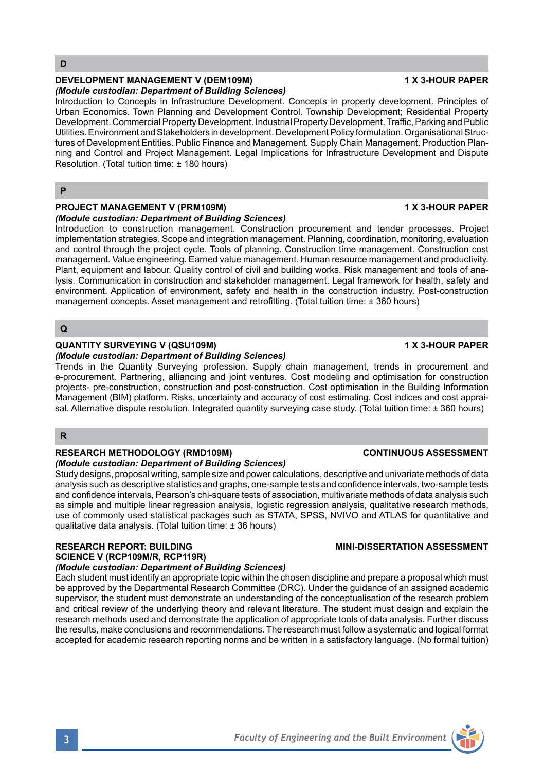## D

### DEVELOPMENT MANAGEMENT V (DEM109M) — 1 X 3-HOUR PAPER

***(Module custodian: Department of Building Sciences)***

Introduction to Concepts in Infrastructure Development. Concepts in property development. Principles of Urban Economics. Town Planning and Development Control. Township Development; Residential Property Development. Commercial Property Development. Industrial Property Development. Traffic, Parking and Public Utilities. Environment and Stakeholders in development. Development Policy formulation. Organisational Structures of Development Entities. Public Finance and Management. Supply Chain Management. Production Planning and Control and Project Management. Legal Implications for Infrastructure Development and Dispute Resolution. (Total tuition time: ± 180 hours)

## P

### PROJECT MANAGEMENT V (PRM109M) — 1 X 3-HOUR PAPER

***(Module custodian: Department of Building Sciences)***

Introduction to construction management. Construction procurement and tender processes. Project implementation strategies. Scope and integration management. Planning, coordination, monitoring, evaluation and control through the project cycle. Tools of planning. Construction time management. Construction cost management. Value engineering. Earned value management. Human resource management and productivity. Plant, equipment and labour. Quality control of civil and building works. Risk management and tools of analysis. Communication in construction and stakeholder management. Legal framework for health, safety and environment. Application of environment, safety and health in the construction industry. Post-construction management concepts. Asset management and retrofitting. (Total tuition time: ± 360 hours)

## Q

### QUANTITY SURVEYING V (QSU109M) — 1 X 3-HOUR PAPER

***(Module custodian: Department of Building Sciences)***

Trends in the Quantity Surveying profession. Supply chain management, trends in procurement and e-procurement. Partnering, alliancing and joint ventures. Cost modeling and optimisation for construction projects- pre-construction, construction and post-construction. Cost optimisation in the Building Information Management (BIM) platform. Risks, uncertainty and accuracy of cost estimating. Cost indices and cost appraisal. Alternative dispute resolution. Integrated quantity surveying case study. (Total tuition time: ± 360 hours)

## R

### RESEARCH METHODOLOGY (RMD109M) — CONTINUOUS ASSESSMENT

***(Module custodian: Department of Building Sciences)***

Study designs, proposal writing, sample size and power calculations, descriptive and univariate methods of data analysis such as descriptive statistics and graphs, one-sample tests and confidence intervals, two-sample tests and confidence intervals, Pearson's chi-square tests of association, multivariate methods of data analysis such as simple and multiple linear regression analysis, logistic regression analysis, qualitative research methods, use of commonly used statistical packages such as STATA, SPSS, NVIVO and ATLAS for quantitative and qualitative data analysis. (Total tuition time: ± 36 hours)

### RESEARCH REPORT: BUILDING SCIENCE V (RCP109M/R, RCP119R) — MINI-DISSERTATION ASSESSMENT

***(Module custodian: Department of Building Sciences)***

Each student must identify an appropriate topic within the chosen discipline and prepare a proposal which must be approved by the Departmental Research Committee (DRC). Under the guidance of an assigned academic supervisor, the student must demonstrate an understanding of the conceptualisation of the research problem and critical review of the underlying theory and relevant literature. The student must design and explain the research methods used and demonstrate the application of appropriate tools of data analysis. Further discuss the results, make conclusions and recommendations. The research must follow a systematic and logical format accepted for academic research reporting norms and be written in a satisfactory language. (No formal tuition)